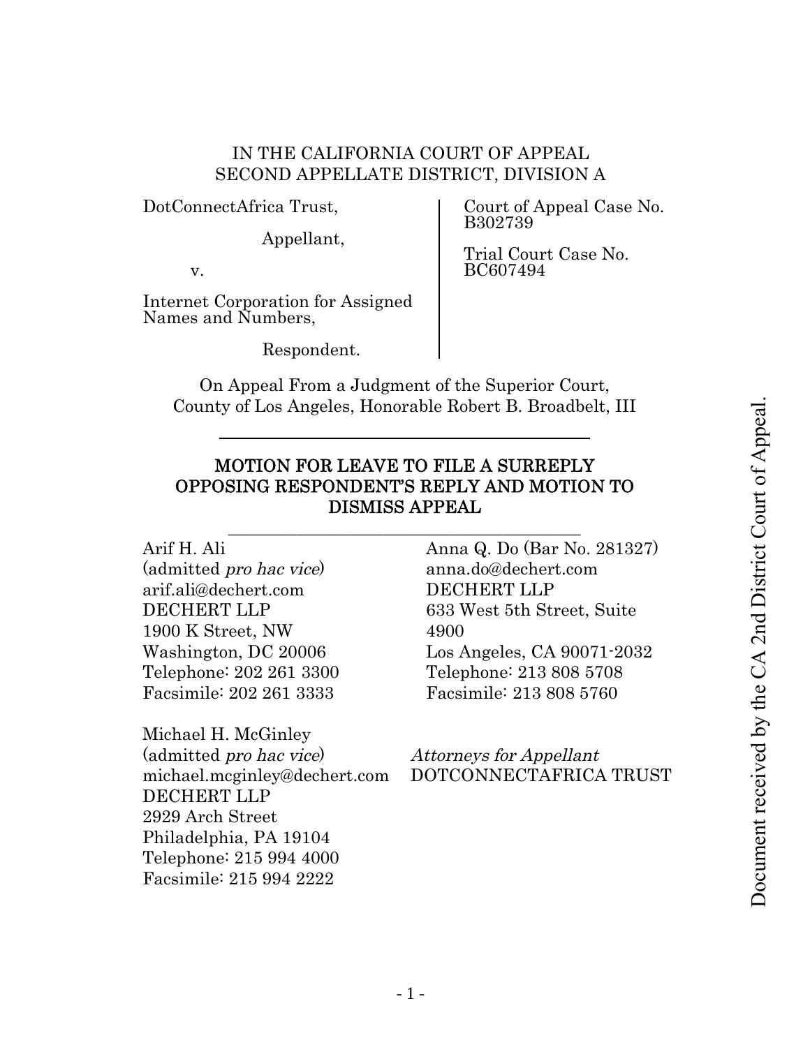IN THE CALIFORNIA COURT OF APPEAL
SECOND APPELLATE DISTRICT, DIVISION A

| | |
|---|---|
| DotConnectAfrica Trust,<br><br>Appellant,<br><br>v.<br><br>Internet Corporation for Assigned Names and Numbers,<br><br>Respondent. | Court of Appeal Case No. B302739<br><br>Trial Court Case No. BC607494 |

On Appeal From a Judgment of the Superior Court,
County of Los Angeles, Honorable Robert B. Broadbelt, III

---

## MOTION FOR LEAVE TO FILE A SURREPLY OPPOSING RESPONDENT'S REPLY AND MOTION TO DISMISS APPEAL

---

Arif H. Ali
(admitted *pro hac vice*)
arif.ali@dechert.com
DECHERT LLP
1900 K Street, NW
Washington, DC 20006
Telephone: 202 261 3300
Facsimile: 202 261 3333

Michael H. McGinley
(admitted *pro hac vice*)
michael.mcginley@dechert.com
DECHERT LLP
2929 Arch Street
Philadelphia, PA 19104
Telephone: 215 994 4000
Facsimile: 215 994 2222

Anna Q. Do (Bar No. 281327)
anna.do@dechert.com
DECHERT LLP
633 West 5th Street, Suite 4900
Los Angeles, CA 90071-2032
Telephone: 213 808 5708
Facsimile: 213 808 5760

*Attorneys for Appellant*
DOTCONNECTAFRICA TRUST

Document received by the CA 2nd District Court of Appeal.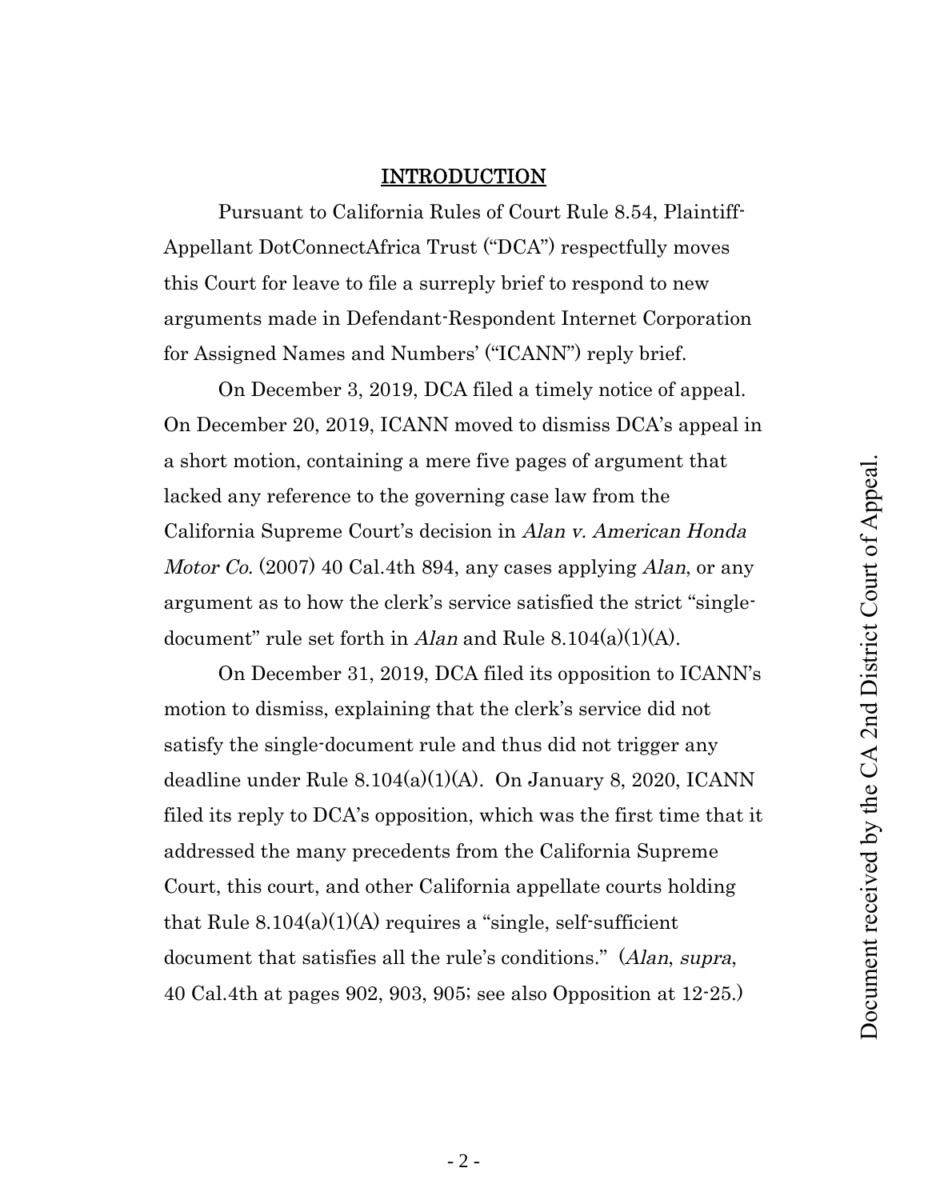## INTRODUCTION

Pursuant to California Rules of Court Rule 8.54, Plaintiff-Appellant DotConnectAfrica Trust ("DCA") respectfully moves this Court for leave to file a surreply brief to respond to new arguments made in Defendant-Respondent Internet Corporation for Assigned Names and Numbers' ("ICANN") reply brief.

On December 3, 2019, DCA filed a timely notice of appeal. On December 20, 2019, ICANN moved to dismiss DCA's appeal in a short motion, containing a mere five pages of argument that lacked any reference to the governing case law from the California Supreme Court's decision in *Alan v. American Honda Motor Co.* (2007) 40 Cal.4th 894, any cases applying *Alan*, or any argument as to how the clerk's service satisfied the strict "single-document" rule set forth in *Alan* and Rule 8.104(a)(1)(A).

On December 31, 2019, DCA filed its opposition to ICANN's motion to dismiss, explaining that the clerk's service did not satisfy the single-document rule and thus did not trigger any deadline under Rule 8.104(a)(1)(A). On January 8, 2020, ICANN filed its reply to DCA's opposition, which was the first time that it addressed the many precedents from the California Supreme Court, this court, and other California appellate courts holding that Rule 8.104(a)(1)(A) requires a "single, self-sufficient document that satisfies all the rule's conditions." (*Alan*, *supra*, 40 Cal.4th at pages 902, 903, 905; see also Opposition at 12-25.)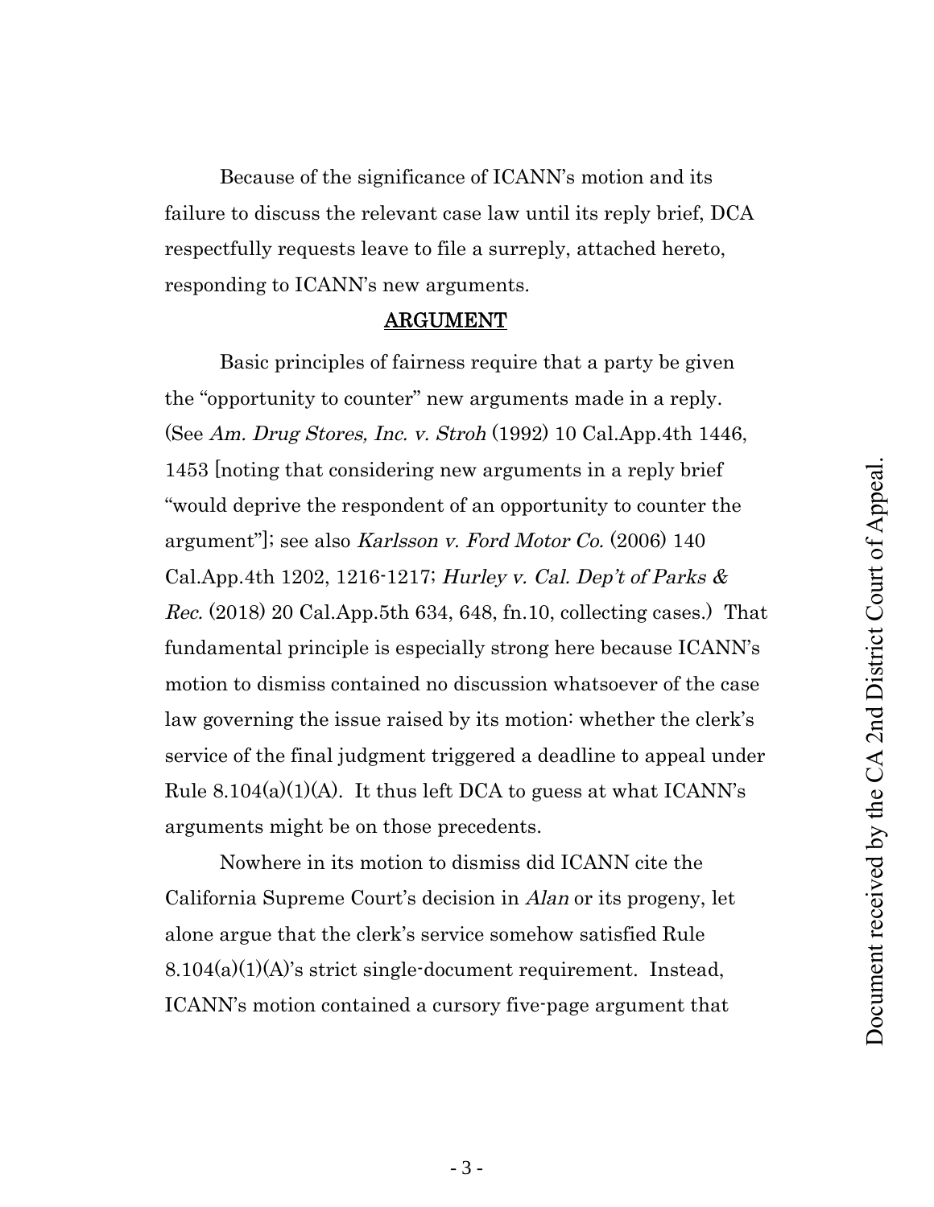Because of the significance of ICANN's motion and its failure to discuss the relevant case law until its reply brief, DCA respectfully requests leave to file a surreply, attached hereto, responding to ICANN's new arguments.

## ARGUMENT

Basic principles of fairness require that a party be given the "opportunity to counter" new arguments made in a reply. (See *Am. Drug Stores, Inc. v. Stroh* (1992) 10 Cal.App.4th 1446, 1453 [noting that considering new arguments in a reply brief "would deprive the respondent of an opportunity to counter the argument"]; see also *Karlsson v. Ford Motor Co.* (2006) 140 Cal.App.4th 1202, 1216-1217; *Hurley v. Cal. Dep't of Parks & Rec.* (2018) 20 Cal.App.5th 634, 648, fn.10, collecting cases.) That fundamental principle is especially strong here because ICANN's motion to dismiss contained no discussion whatsoever of the case law governing the issue raised by its motion: whether the clerk's service of the final judgment triggered a deadline to appeal under Rule 8.104(a)(1)(A). It thus left DCA to guess at what ICANN's arguments might be on those precedents.

Nowhere in its motion to dismiss did ICANN cite the California Supreme Court's decision in *Alan* or its progeny, let alone argue that the clerk's service somehow satisfied Rule 8.104(a)(1)(A)'s strict single-document requirement. Instead, ICANN's motion contained a cursory five-page argument that

Document received by the CA 2nd District Court of Appeal.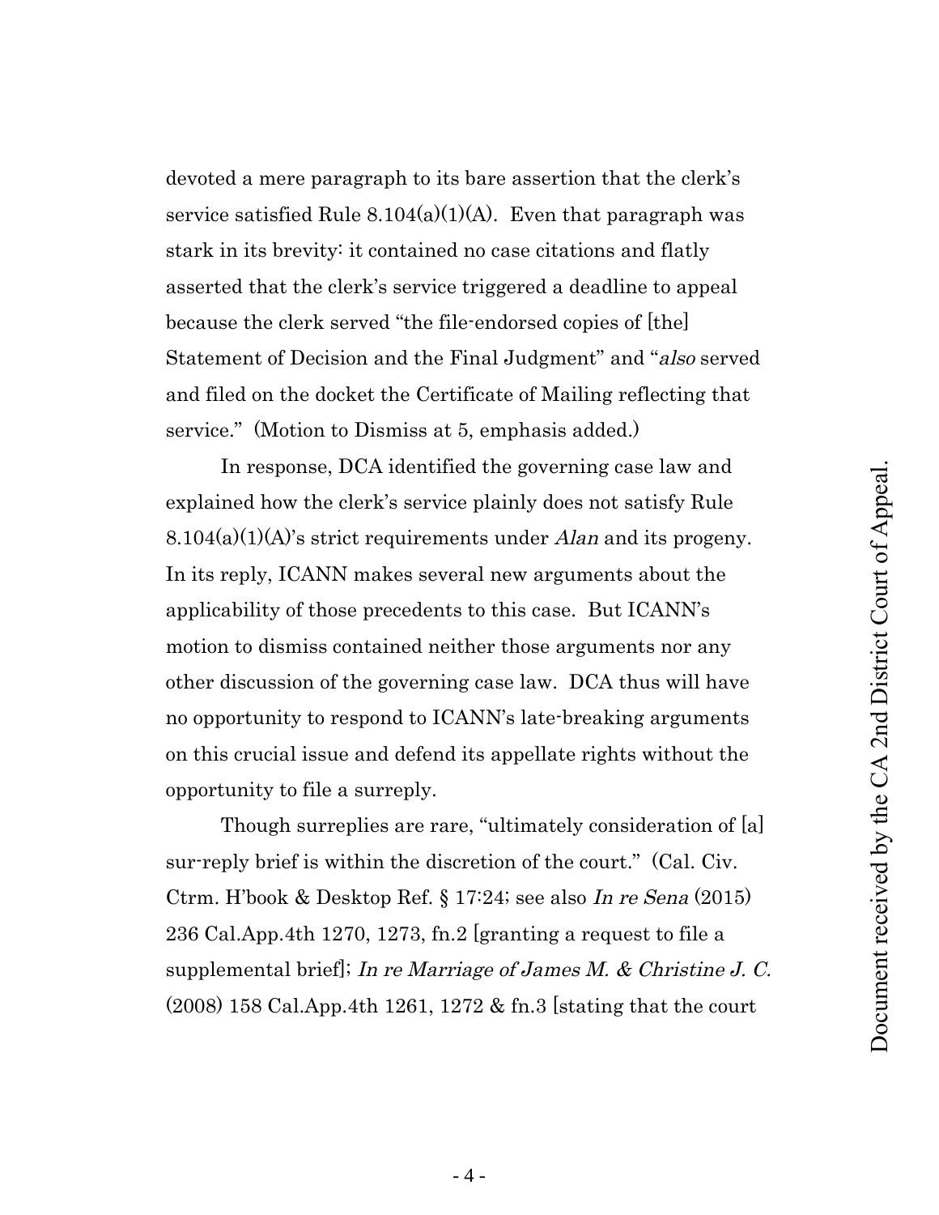devoted a mere paragraph to its bare assertion that the clerk's service satisfied Rule 8.104(a)(1)(A). Even that paragraph was stark in its brevity: it contained no case citations and flatly asserted that the clerk's service triggered a deadline to appeal because the clerk served "the file-endorsed copies of [the] Statement of Decision and the Final Judgment" and "*also* served and filed on the docket the Certificate of Mailing reflecting that service." (Motion to Dismiss at 5, emphasis added.)

In response, DCA identified the governing case law and explained how the clerk's service plainly does not satisfy Rule 8.104(a)(1)(A)'s strict requirements under *Alan* and its progeny. In its reply, ICANN makes several new arguments about the applicability of those precedents to this case. But ICANN's motion to dismiss contained neither those arguments nor any other discussion of the governing case law. DCA thus will have no opportunity to respond to ICANN's late-breaking arguments on this crucial issue and defend its appellate rights without the opportunity to file a surreply.

Though surreplies are rare, "ultimately consideration of [a] sur-reply brief is within the discretion of the court." (Cal. Civ. Ctrm. H'book & Desktop Ref. § 17:24; see also *In re Sena* (2015) 236 Cal.App.4th 1270, 1273, fn.2 [granting a request to file a supplemental brief]; *In re Marriage of James M. & Christine J. C.* (2008) 158 Cal.App.4th 1261, 1272 & fn.3 [stating that the court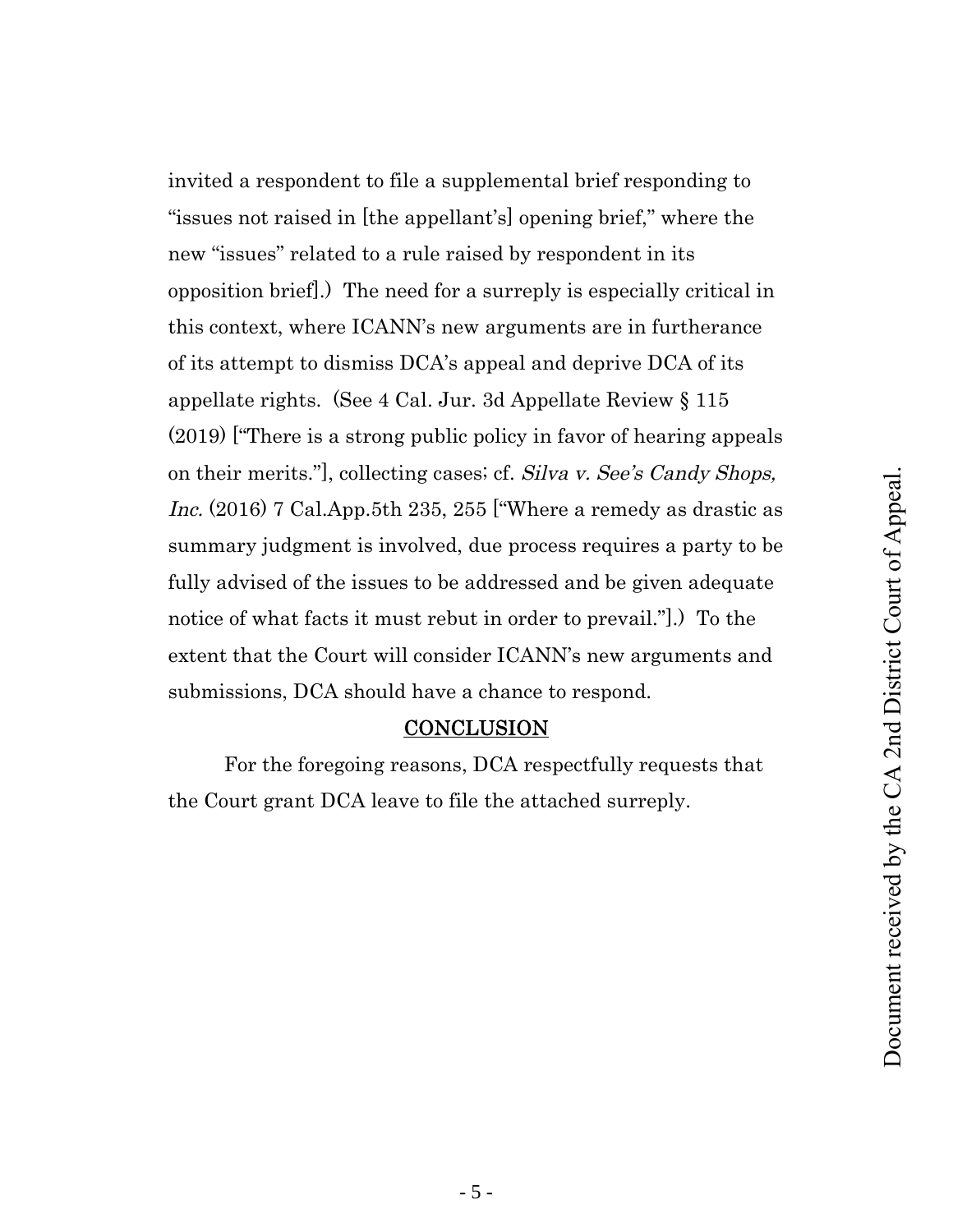invited a respondent to file a supplemental brief responding to "issues not raised in [the appellant's] opening brief," where the new "issues" related to a rule raised by respondent in its opposition brief].) The need for a surreply is especially critical in this context, where ICANN's new arguments are in furtherance of its attempt to dismiss DCA's appeal and deprive DCA of its appellate rights. (See 4 Cal. Jur. 3d Appellate Review § 115 (2019) ["There is a strong public policy in favor of hearing appeals on their merits."], collecting cases; cf. *Silva v. See's Candy Shops, Inc.* (2016) 7 Cal.App.5th 235, 255 ["Where a remedy as drastic as summary judgment is involved, due process requires a party to be fully advised of the issues to be addressed and be given adequate notice of what facts it must rebut in order to prevail."].) To the extent that the Court will consider ICANN's new arguments and submissions, DCA should have a chance to respond.

## CONCLUSION

For the foregoing reasons, DCA respectfully requests that the Court grant DCA leave to file the attached surreply.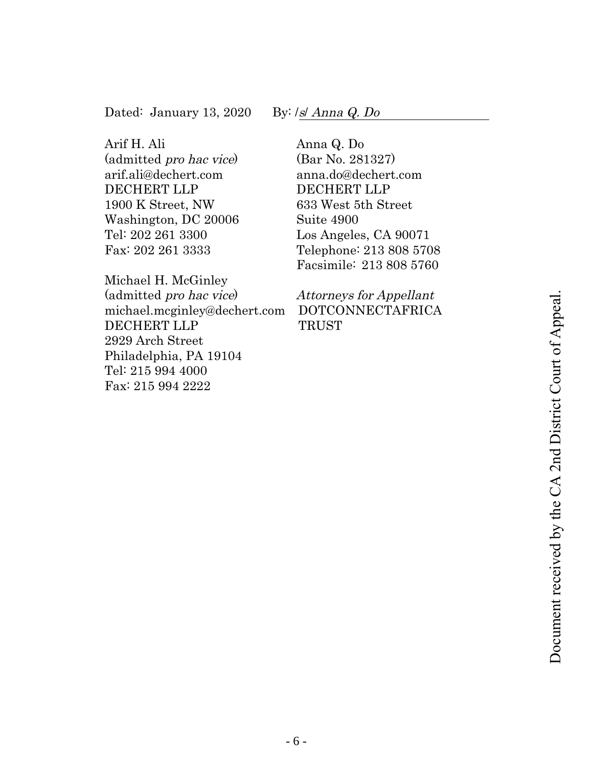Dated: January 13, 2020 By: /s/ *Anna Q. Do*

Arif H. Ali
(admitted *pro hac vice*)
arif.ali@dechert.com
DECHERT LLP
1900 K Street, NW
Washington, DC 20006
Tel: 202 261 3300
Fax: 202 261 3333

Michael H. McGinley
(admitted *pro hac vice*)
michael.mcginley@dechert.com
DECHERT LLP
2929 Arch Street
Philadelphia, PA 19104
Tel: 215 994 4000
Fax: 215 994 2222

Anna Q. Do
(Bar No. 281327)
anna.do@dechert.com
DECHERT LLP
633 West 5th Street
Suite 4900
Los Angeles, CA 90071
Telephone: 213 808 5708
Facsimile: 213 808 5760

*Attorneys for Appellant*
DOTCONNECTAFRICA
TRUST

Document received by the CA 2nd District Court of Appeal.